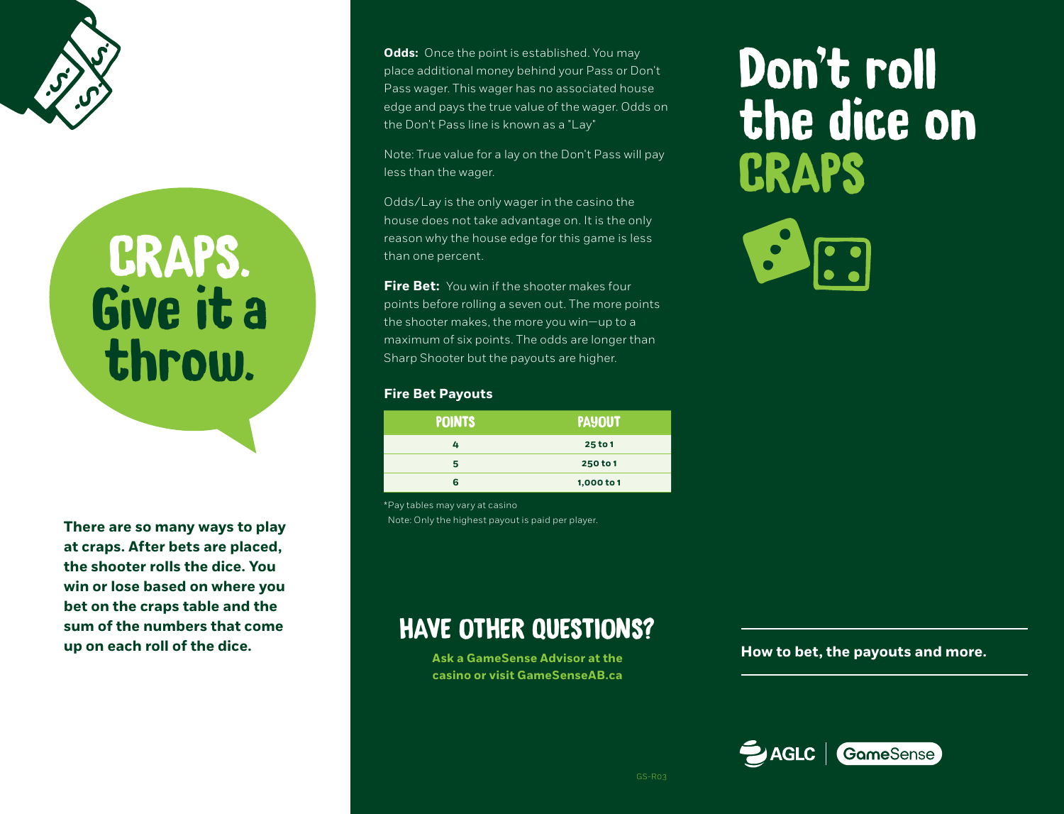# CRAPS. Give it a throw.

**There are so many ways to play at craps. After bets are placed, the shooter rolls the dice. You win or lose based on where you bet on the craps table and the sum of the numbers that come up on each roll of the dice.**

**Odds:** Once the point is established. You may place additional money behind your Pass or Don't Pass wager. This wager has no associated house edge and pays the true value of the wager. Odds on the Don't Pass line is known as a "Lay"

Note: True value for a lay on the Don't Pass will pay less than the wager.

Odds/Lay is the only wager in the casino the house does not take advantage on. It is the only reason why the house edge for this game is less than one percent.

**Fire Bet:** You win if the shooter makes four points before rolling a seven out. The more points the shooter makes, the more you win—up to a maximum of six points. The odds are longer than Sharp Shooter but the payouts are higher.

### Fire Bet Payouts

| POINTS | PAYOUT |
|---|---|
| 4 | 25 to 1 |
| 5 | 250 to 1 |
| 6 | 1,000 to 1 |

*Pay tables may vary at casino
Note: Only the highest payout is paid per player.

## HAVE OTHER QUESTIONS?

**Ask a GameSense Advisor at the casino or visit GameSenseAB.ca**

# Don't roll the dice on CRAPS

**How to bet, the payouts and more.**

AGLC | GameSense

GS-R03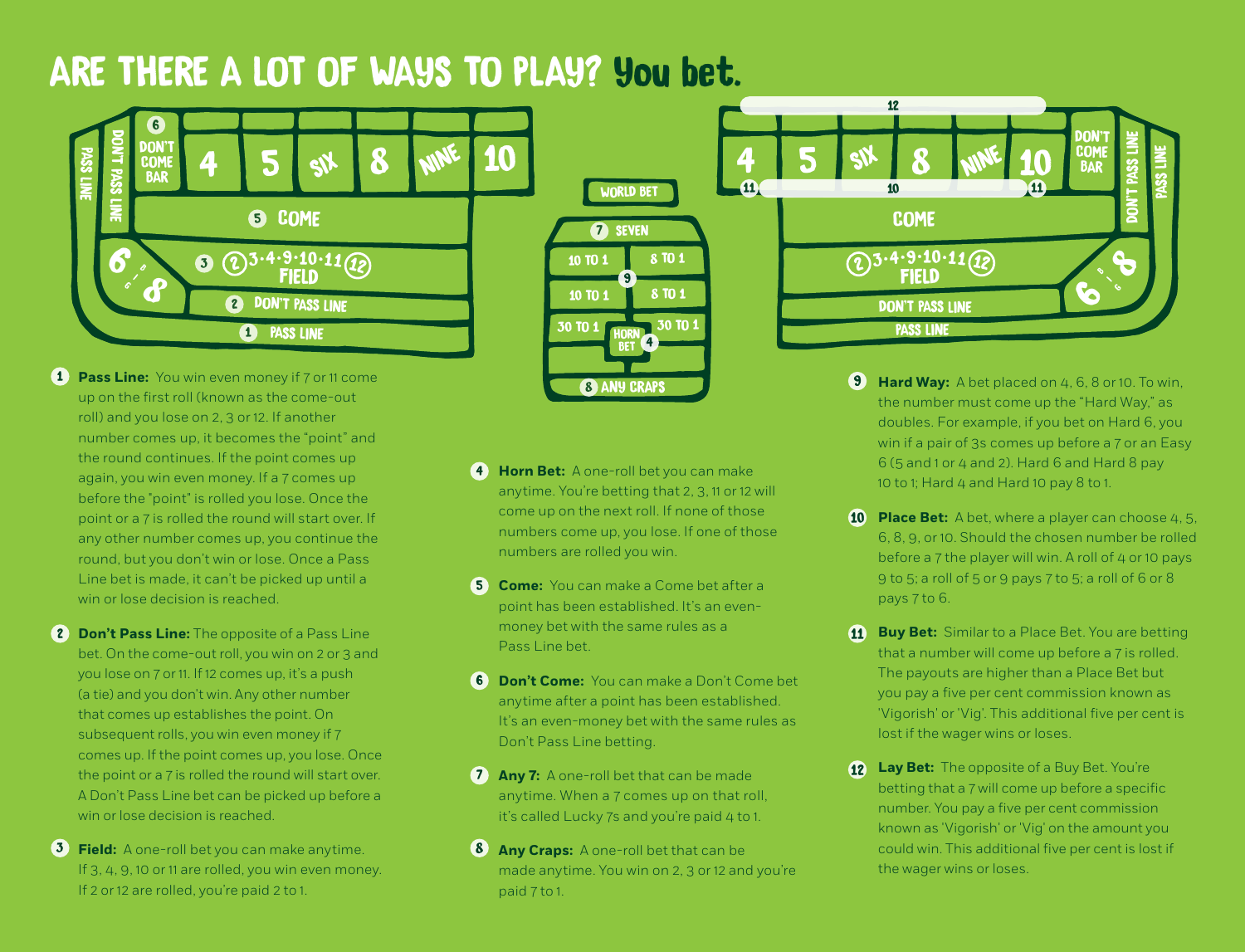# ARE THERE A LOT OF WAYS TO PLAY? You bet.

6 DON'T COME BAR
4
5
SIX
8
NINE
10
PASS LINE
DON'T PASS LINE
5 COME
6 - 8
3 2 3·4·9·10·11 12 FIELD
2 DON'T PASS LINE
1 PASS LINE

WORLD BET
7 SEVEN
10 TO 1
8 TO 1
9
10 TO 1
8 TO 1
30 TO 1
HORN BET 4
30 TO 1
8 ANY CRAPS

12
4
5
SIX
8
NINE
10
11
10
11
DON'T COME BAR
DON'T PASS LINE
PASS LINE
COME
2 3·4·9·10·11 12 FIELD
6 - 8
DON'T PASS LINE
PASS LINE

1. **Pass Line:** You win even money if 7 or 11 come up on the first roll (known as the come-out roll) and you lose on 2, 3 or 12. If another number comes up, it becomes the "point" and the round continues. If the point comes up again, you win even money. If a 7 comes up before the "point" is rolled you lose. Once the point or a 7 is rolled the round will start over. If any other number comes up, you continue the round, but you don't win or lose. Once a Pass Line bet is made, it can't be picked up until a win or lose decision is reached.

2. **Don't Pass Line:** The opposite of a Pass Line bet. On the come-out roll, you win on 2 or 3 and you lose on 7 or 11. If 12 comes up, it's a push (a tie) and you don't win. Any other number that comes up establishes the point. On subsequent rolls, you win even money if 7 comes up. If the point comes up, you lose. Once the point or a 7 is rolled the round will start over. A Don't Pass Line bet can be picked up before a win or lose decision is reached.

3. **Field:** A one-roll bet you can make anytime. If 3, 4, 9, 10 or 11 are rolled, you win even money. If 2 or 12 are rolled, you're paid 2 to 1.

4. **Horn Bet:** A one-roll bet you can make anytime. You're betting that 2, 3, 11 or 12 will come up on the next roll. If none of those numbers come up, you lose. If one of those numbers are rolled you win.

5. **Come:** You can make a Come bet after a point has been established. It's an even-money bet with the same rules as a Pass Line bet.

6. **Don't Come:** You can make a Don't Come bet anytime after a point has been established. It's an even-money bet with the same rules as Don't Pass Line betting.

7. **Any 7:** A one-roll bet that can be made anytime. When a 7 comes up on that roll, it's called Lucky 7s and you're paid 4 to 1.

8. **Any Craps:** A one-roll bet that can be made anytime. You win on 2, 3 or 12 and you're paid 7 to 1.

9. **Hard Way:** A bet placed on 4, 6, 8 or 10. To win, the number must come up the "Hard Way," as doubles. For example, if you bet on Hard 6, you win if a pair of 3s comes up before a 7 or an Easy 6 (5 and 1 or 4 and 2). Hard 6 and Hard 8 pay 10 to 1; Hard 4 and Hard 10 pay 8 to 1.

10. **Place Bet:** A bet, where a player can choose 4, 5, 6, 8, 9, or 10. Should the chosen number be rolled before a 7 the player will win. A roll of 4 or 10 pays 9 to 5; a roll of 5 or 9 pays 7 to 5; a roll of 6 or 8 pays 7 to 6.

11. **Buy Bet:** Similar to a Place Bet. You are betting that a number will come up before a 7 is rolled. The payouts are higher than a Place Bet but you pay a five per cent commission known as 'Vigorish' or 'Vig'. This additional five per cent is lost if the wager wins or loses.

12. **Lay Bet:** The opposite of a Buy Bet. You're betting that a 7 will come up before a specific number. You pay a five per cent commission known as 'Vigorish' or 'Vig' on the amount you could win. This additional five per cent is lost if the wager wins or loses.